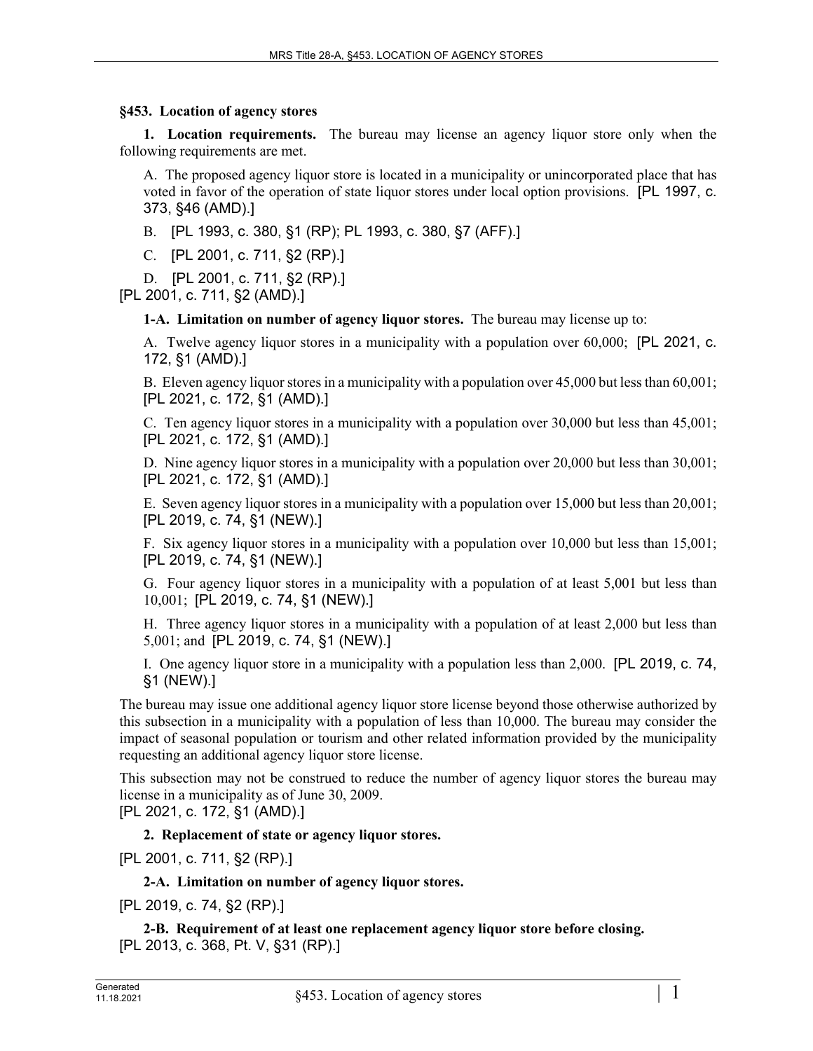**§453. Location of agency stores**

**1. Location requirements.** The bureau may license an agency liquor store only when the following requirements are met.

A. The proposed agency liquor store is located in a municipality or unincorporated place that has voted in favor of the operation of state liquor stores under local option provisions. [PL 1997, c. 373, §46 (AMD).]

B. [PL 1993, c. 380, §1 (RP); PL 1993, c. 380, §7 (AFF).]

C. [PL 2001, c. 711, §2 (RP).]

D. [PL 2001, c. 711, §2 (RP).]

[PL 2001, c. 711, §2 (AMD).]

**1-A. Limitation on number of agency liquor stores.** The bureau may license up to:

A. Twelve agency liquor stores in a municipality with a population over 60,000; [PL 2021, c. 172, §1 (AMD).]

B. Eleven agency liquor stores in a municipality with a population over 45,000 but less than 60,001; [PL 2021, c. 172, §1 (AMD).]

C. Ten agency liquor stores in a municipality with a population over 30,000 but less than 45,001; [PL 2021, c. 172, §1 (AMD).]

D. Nine agency liquor stores in a municipality with a population over 20,000 but less than 30,001; [PL 2021, c. 172, §1 (AMD).]

E. Seven agency liquor stores in a municipality with a population over 15,000 but less than 20,001; [PL 2019, c. 74, §1 (NEW).]

F. Six agency liquor stores in a municipality with a population over 10,000 but less than 15,001; [PL 2019, c. 74, §1 (NEW).]

G. Four agency liquor stores in a municipality with a population of at least 5,001 but less than 10,001; [PL 2019, c. 74, §1 (NEW).]

H. Three agency liquor stores in a municipality with a population of at least 2,000 but less than 5,001; and [PL 2019, c. 74, §1 (NEW).]

I. One agency liquor store in a municipality with a population less than 2,000. [PL 2019, c. 74, §1 (NEW).]

The bureau may issue one additional agency liquor store license beyond those otherwise authorized by this subsection in a municipality with a population of less than 10,000. The bureau may consider the impact of seasonal population or tourism and other related information provided by the municipality requesting an additional agency liquor store license.

This subsection may not be construed to reduce the number of agency liquor stores the bureau may license in a municipality as of June 30, 2009.

[PL 2021, c. 172, §1 (AMD).]

**2. Replacement of state or agency liquor stores.**

[PL 2001, c. 711, §2 (RP).]

**2-A. Limitation on number of agency liquor stores.**

[PL 2019, c. 74, §2 (RP).]

**2-B. Requirement of at least one replacement agency liquor store before closing.**

[PL 2013, c. 368, Pt. V, §31 (RP).]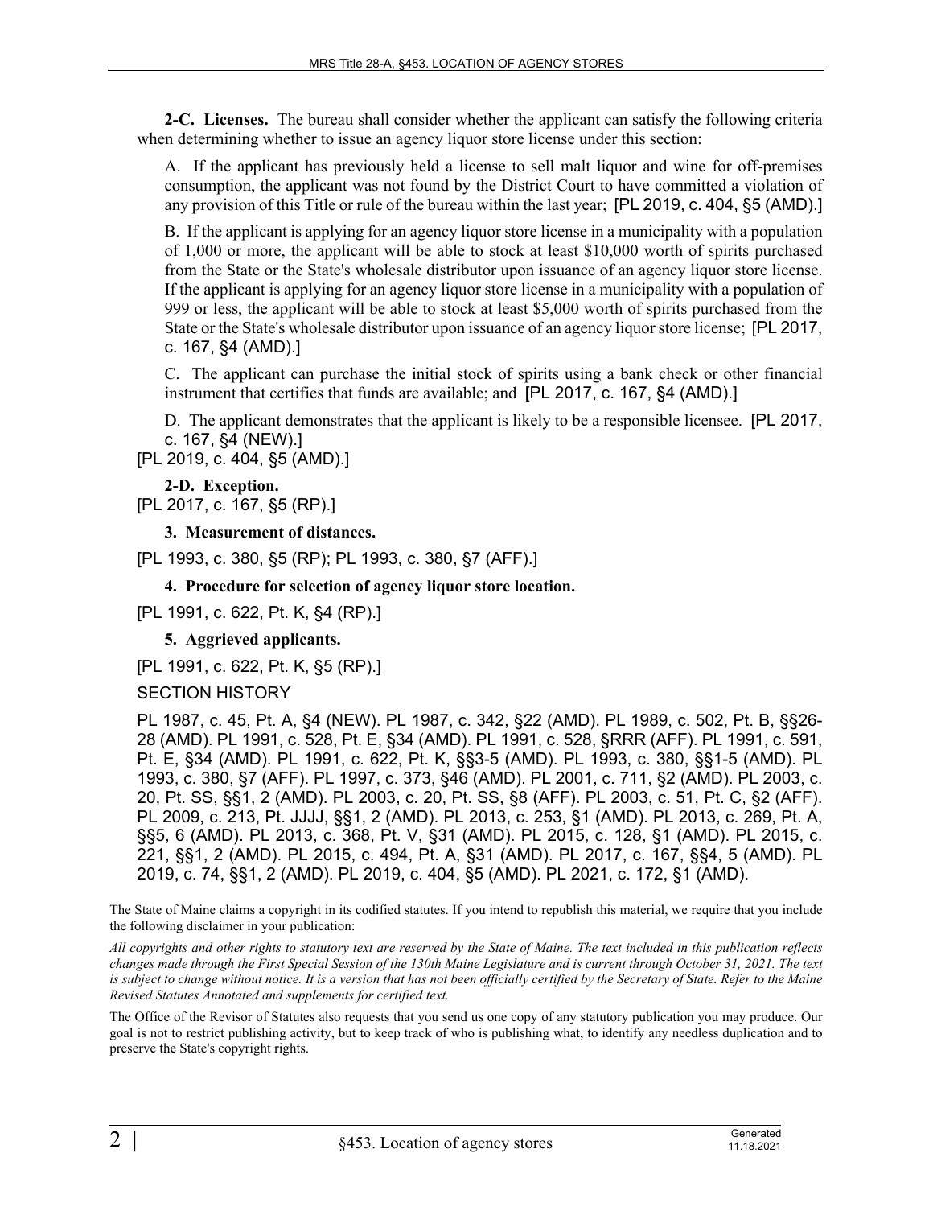**2-C. Licenses.** The bureau shall consider whether the applicant can satisfy the following criteria when determining whether to issue an agency liquor store license under this section:

A. If the applicant has previously held a license to sell malt liquor and wine for off-premises consumption, the applicant was not found by the District Court to have committed a violation of any provision of this Title or rule of the bureau within the last year; [PL 2019, c. 404, §5 (AMD).]

B. If the applicant is applying for an agency liquor store license in a municipality with a population of 1,000 or more, the applicant will be able to stock at least $10,000 worth of spirits purchased from the State or the State's wholesale distributor upon issuance of an agency liquor store license. If the applicant is applying for an agency liquor store license in a municipality with a population of 999 or less, the applicant will be able to stock at least $5,000 worth of spirits purchased from the State or the State's wholesale distributor upon issuance of an agency liquor store license; [PL 2017, c. 167, §4 (AMD).]

C. The applicant can purchase the initial stock of spirits using a bank check or other financial instrument that certifies that funds are available; and [PL 2017, c. 167, §4 (AMD).]

D. The applicant demonstrates that the applicant is likely to be a responsible licensee. [PL 2017, c. 167, §4 (NEW).]

[PL 2019, c. 404, §5 (AMD).]

**2-D. Exception.**

[PL 2017, c. 167, §5 (RP).]

**3. Measurement of distances.**

[PL 1993, c. 380, §5 (RP); PL 1993, c. 380, §7 (AFF).]

**4. Procedure for selection of agency liquor store location.**

[PL 1991, c. 622, Pt. K, §4 (RP).]

**5. Aggrieved applicants.**

[PL 1991, c. 622, Pt. K, §5 (RP).]

SECTION HISTORY

PL 1987, c. 45, Pt. A, §4 (NEW). PL 1987, c. 342, §22 (AMD). PL 1989, c. 502, Pt. B, §§26-28 (AMD). PL 1991, c. 528, Pt. E, §34 (AMD). PL 1991, c. 528, §RRR (AFF). PL 1991, c. 591, Pt. E, §34 (AMD). PL 1991, c. 622, Pt. K, §§3-5 (AMD). PL 1993, c. 380, §§1-5 (AMD). PL 1993, c. 380, §7 (AFF). PL 1997, c. 373, §46 (AMD). PL 2001, c. 711, §2 (AMD). PL 2003, c. 20, Pt. SS, §§1, 2 (AMD). PL 2003, c. 20, Pt. SS, §8 (AFF). PL 2003, c. 51, Pt. C, §2 (AFF). PL 2009, c. 213, Pt. JJJJ, §§1, 2 (AMD). PL 2013, c. 253, §1 (AMD). PL 2013, c. 269, Pt. A, §§5, 6 (AMD). PL 2013, c. 368, Pt. V, §31 (AMD). PL 2015, c. 128, §1 (AMD). PL 2015, c. 221, §§1, 2 (AMD). PL 2015, c. 494, Pt. A, §31 (AMD). PL 2017, c. 167, §§4, 5 (AMD). PL 2019, c. 74, §§1, 2 (AMD). PL 2019, c. 404, §5 (AMD). PL 2021, c. 172, §1 (AMD).

The State of Maine claims a copyright in its codified statutes. If you intend to republish this material, we require that you include the following disclaimer in your publication:

*All copyrights and other rights to statutory text are reserved by the State of Maine. The text included in this publication reflects changes made through the First Special Session of the 130th Maine Legislature and is current through October 31, 2021. The text is subject to change without notice. It is a version that has not been officially certified by the Secretary of State. Refer to the Maine Revised Statutes Annotated and supplements for certified text.*

The Office of the Revisor of Statutes also requests that you send us one copy of any statutory publication you may produce. Our goal is not to restrict publishing activity, but to keep track of who is publishing what, to identify any needless duplication and to preserve the State's copyright rights.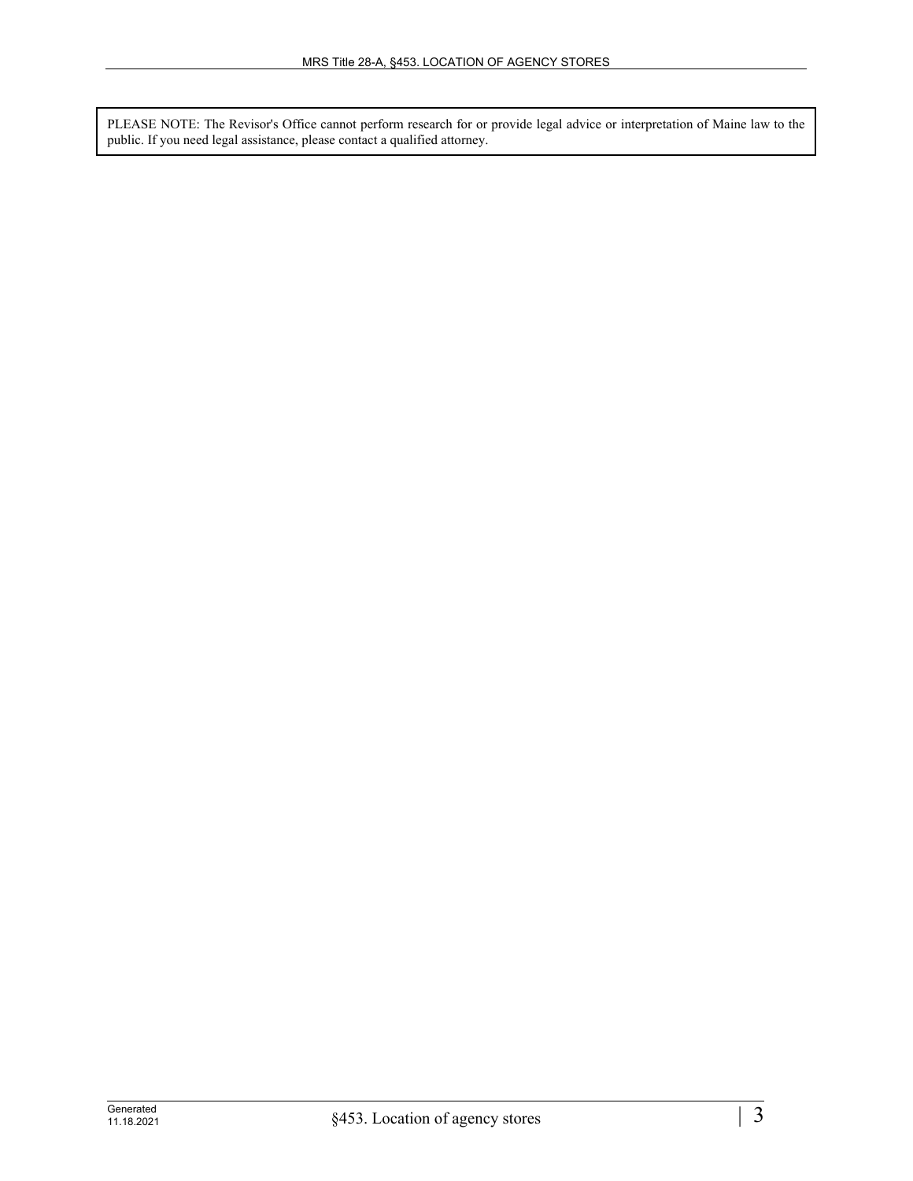PLEASE NOTE: The Revisor's Office cannot perform research for or provide legal advice or interpretation of Maine law to the public. If you need legal assistance, please contact a qualified attorney.